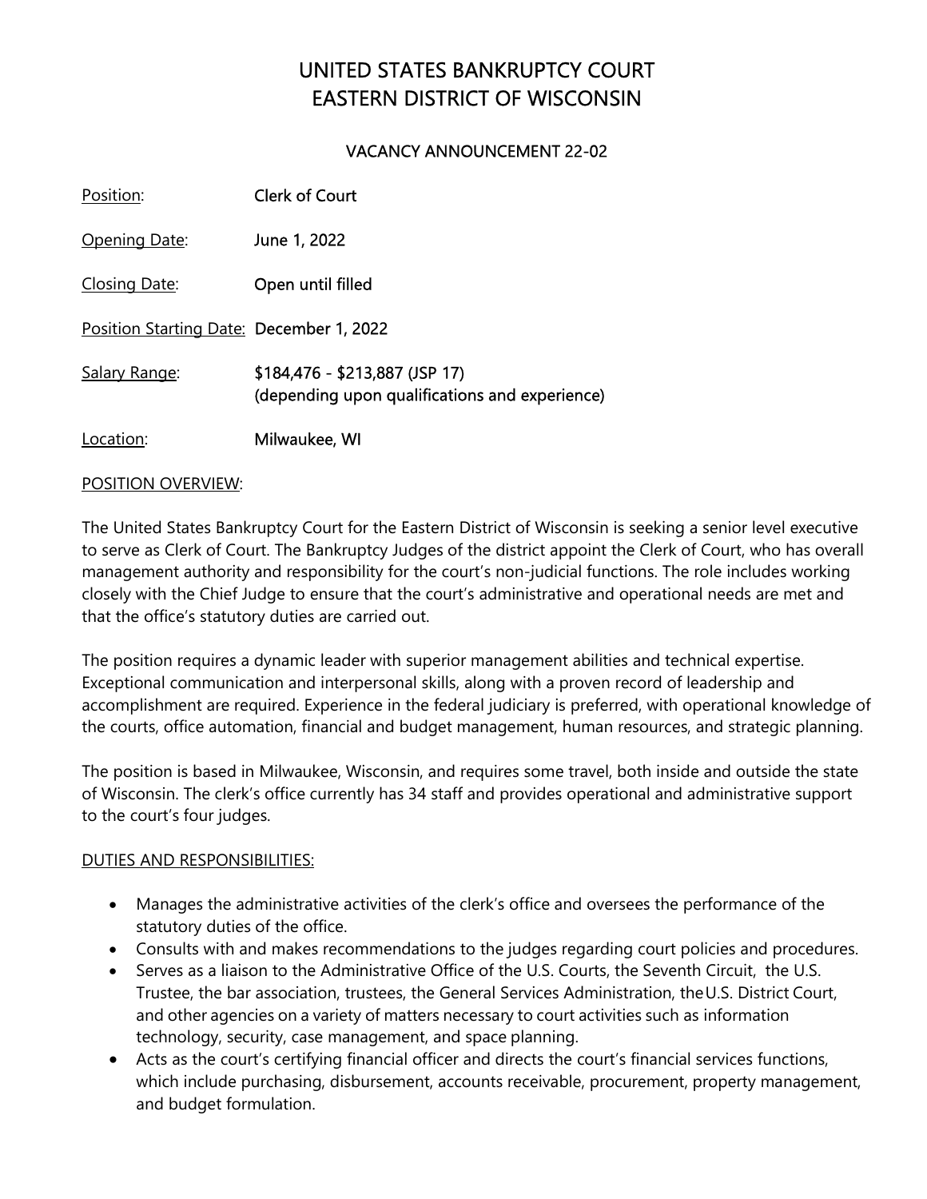# UNITED STATES BANKRUPTCY COURT
# EASTERN DISTRICT OF WISCONSIN

## VACANCY ANNOUNCEMENT 22-02

Position: Clerk of Court

Opening Date: June 1, 2022

Closing Date: Open until filled

Position Starting Date: December 1, 2022

Salary Range: $184,476 - $213,887 (JSP 17)
(depending upon qualifications and experience)

Location: Milwaukee, WI

POSITION OVERVIEW:

The United States Bankruptcy Court for the Eastern District of Wisconsin is seeking a senior level executive to serve as Clerk of Court. The Bankruptcy Judges of the district appoint the Clerk of Court, who has overall management authority and responsibility for the court's non-judicial functions. The role includes working closely with the Chief Judge to ensure that the court's administrative and operational needs are met and that the office's statutory duties are carried out.

The position requires a dynamic leader with superior management abilities and technical expertise. Exceptional communication and interpersonal skills, along with a proven record of leadership and accomplishment are required. Experience in the federal judiciary is preferred, with operational knowledge of the courts, office automation, financial and budget management, human resources, and strategic planning.

The position is based in Milwaukee, Wisconsin, and requires some travel, both inside and outside the state of Wisconsin. The clerk's office currently has 34 staff and provides operational and administrative support to the court's four judges.

DUTIES AND RESPONSIBILITIES:

- Manages the administrative activities of the clerk's office and oversees the performance of the statutory duties of the office.
- Consults with and makes recommendations to the judges regarding court policies and procedures.
- Serves as a liaison to the Administrative Office of the U.S. Courts, the Seventh Circuit, the U.S. Trustee, the bar association, trustees, the General Services Administration, the U.S. District Court, and other agencies on a variety of matters necessary to court activities such as information technology, security, case management, and space planning.
- Acts as the court's certifying financial officer and directs the court's financial services functions, which include purchasing, disbursement, accounts receivable, procurement, property management, and budget formulation.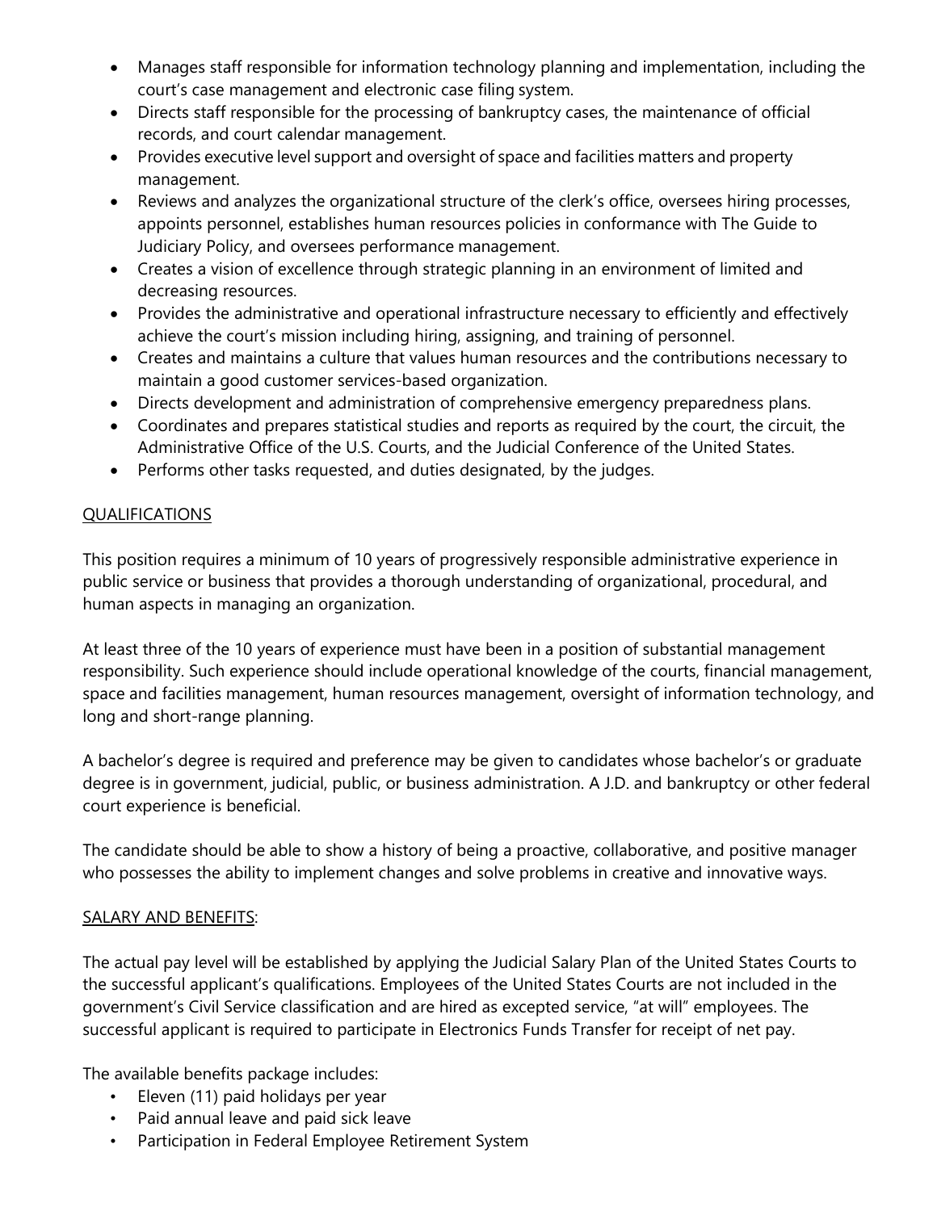- Manages staff responsible for information technology planning and implementation, including the court's case management and electronic case filing system.
- Directs staff responsible for the processing of bankruptcy cases, the maintenance of official records, and court calendar management.
- Provides executive level support and oversight of space and facilities matters and property management.
- Reviews and analyzes the organizational structure of the clerk's office, oversees hiring processes, appoints personnel, establishes human resources policies in conformance with The Guide to Judiciary Policy, and oversees performance management.
- Creates a vision of excellence through strategic planning in an environment of limited and decreasing resources.
- Provides the administrative and operational infrastructure necessary to efficiently and effectively achieve the court's mission including hiring, assigning, and training of personnel.
- Creates and maintains a culture that values human resources and the contributions necessary to maintain a good customer services-based organization.
- Directs development and administration of comprehensive emergency preparedness plans.
- Coordinates and prepares statistical studies and reports as required by the court, the circuit, the Administrative Office of the U.S. Courts, and the Judicial Conference of the United States.
- Performs other tasks requested, and duties designated, by the judges.

## QUALIFICATIONS

This position requires a minimum of 10 years of progressively responsible administrative experience in public service or business that provides a thorough understanding of organizational, procedural, and human aspects in managing an organization.

At least three of the 10 years of experience must have been in a position of substantial management responsibility. Such experience should include operational knowledge of the courts, financial management, space and facilities management, human resources management, oversight of information technology, and long and short-range planning.

A bachelor's degree is required and preference may be given to candidates whose bachelor's or graduate degree is in government, judicial, public, or business administration. A J.D. and bankruptcy or other federal court experience is beneficial.

The candidate should be able to show a history of being a proactive, collaborative, and positive manager who possesses the ability to implement changes and solve problems in creative and innovative ways.

## SALARY AND BENEFITS:

The actual pay level will be established by applying the Judicial Salary Plan of the United States Courts to the successful applicant's qualifications. Employees of the United States Courts are not included in the government's Civil Service classification and are hired as excepted service, "at will" employees. The successful applicant is required to participate in Electronics Funds Transfer for receipt of net pay.

The available benefits package includes:

- Eleven (11) paid holidays per year
- Paid annual leave and paid sick leave
- Participation in Federal Employee Retirement System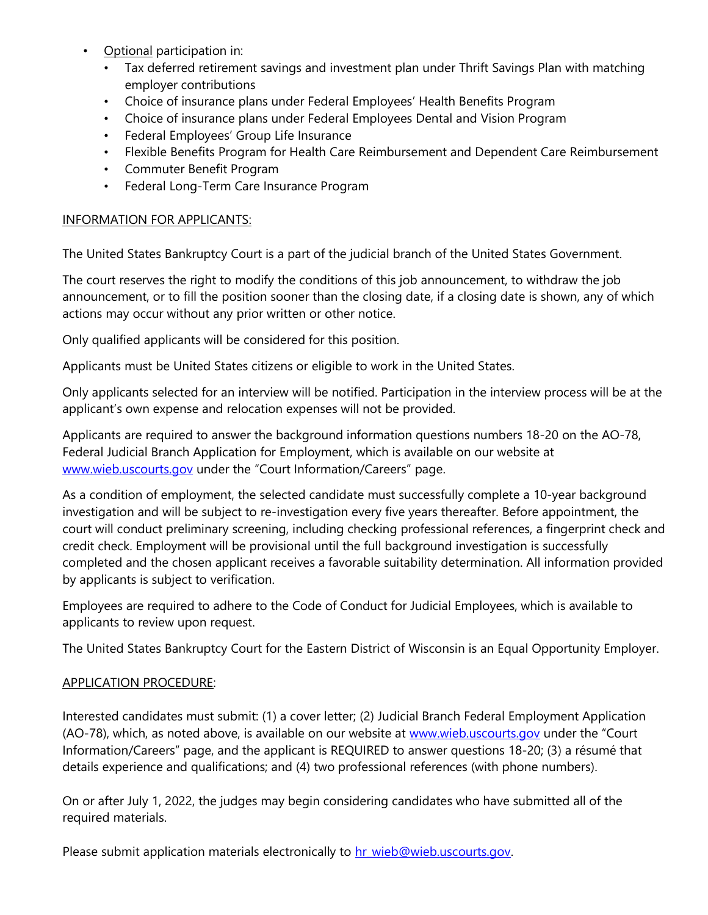- Optional participation in:
  - Tax deferred retirement savings and investment plan under Thrift Savings Plan with matching employer contributions
  - Choice of insurance plans under Federal Employees' Health Benefits Program
  - Choice of insurance plans under Federal Employees Dental and Vision Program
  - Federal Employees' Group Life Insurance
  - Flexible Benefits Program for Health Care Reimbursement and Dependent Care Reimbursement
  - Commuter Benefit Program
  - Federal Long-Term Care Insurance Program

INFORMATION FOR APPLICANTS:

The United States Bankruptcy Court is a part of the judicial branch of the United States Government.

The court reserves the right to modify the conditions of this job announcement, to withdraw the job announcement, or to fill the position sooner than the closing date, if a closing date is shown, any of which actions may occur without any prior written or other notice.

Only qualified applicants will be considered for this position.

Applicants must be United States citizens or eligible to work in the United States.

Only applicants selected for an interview will be notified. Participation in the interview process will be at the applicant's own expense and relocation expenses will not be provided.

Applicants are required to answer the background information questions numbers 18-20 on the AO-78, Federal Judicial Branch Application for Employment, which is available on our website at www.wieb.uscourts.gov under the "Court Information/Careers" page.

As a condition of employment, the selected candidate must successfully complete a 10-year background investigation and will be subject to re-investigation every five years thereafter. Before appointment, the court will conduct preliminary screening, including checking professional references, a fingerprint check and credit check. Employment will be provisional until the full background investigation is successfully completed and the chosen applicant receives a favorable suitability determination. All information provided by applicants is subject to verification.

Employees are required to adhere to the Code of Conduct for Judicial Employees, which is available to applicants to review upon request.

The United States Bankruptcy Court for the Eastern District of Wisconsin is an Equal Opportunity Employer.

APPLICATION PROCEDURE:

Interested candidates must submit: (1) a cover letter; (2) Judicial Branch Federal Employment Application (AO-78), which, as noted above, is available on our website at www.wieb.uscourts.gov under the "Court Information/Careers" page, and the applicant is REQUIRED to answer questions 18-20; (3) a résumé that details experience and qualifications; and (4) two professional references (with phone numbers).

On or after July 1, 2022, the judges may begin considering candidates who have submitted all of the required materials.

Please submit application materials electronically to hr_wieb@wieb.uscourts.gov.